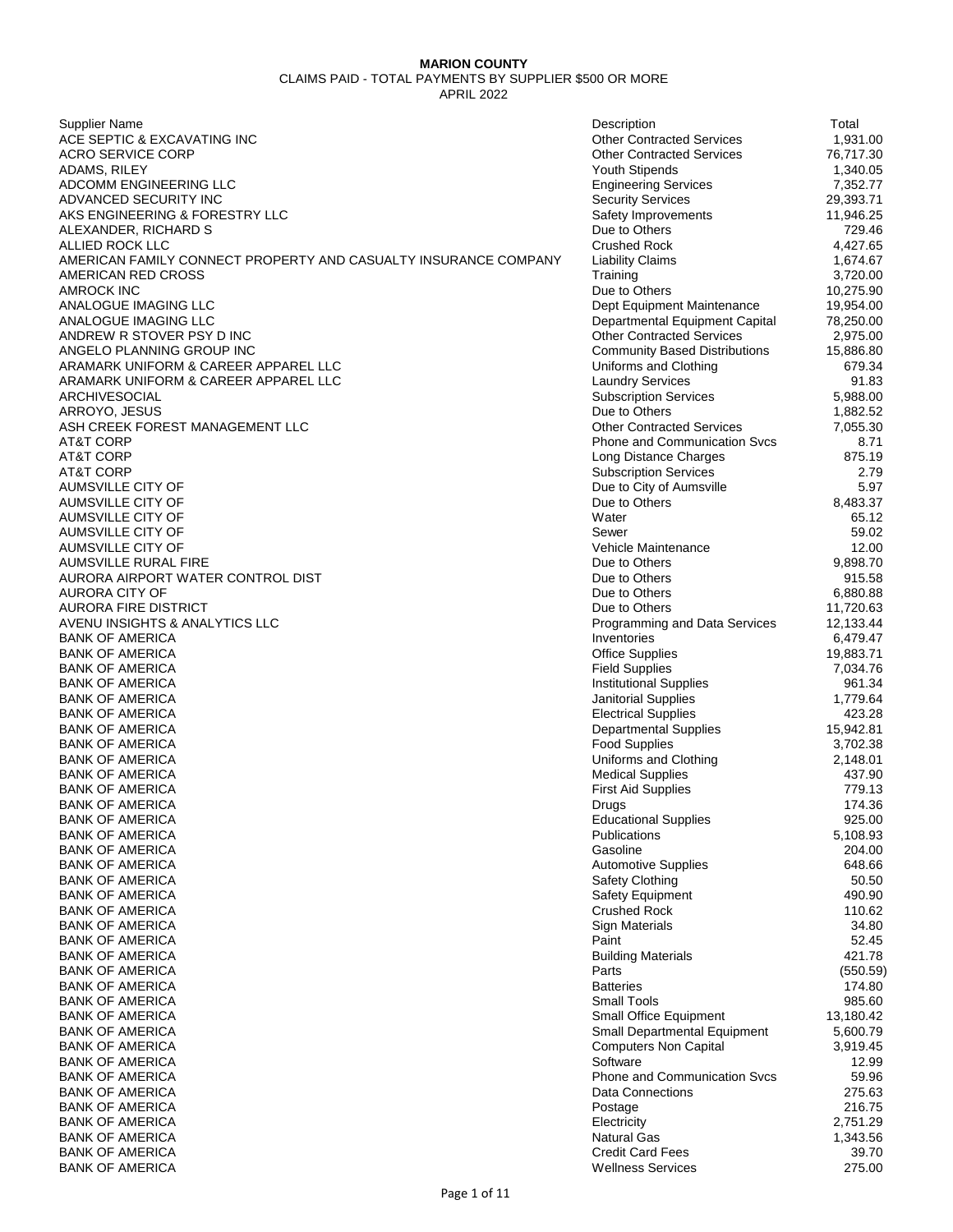**MARION COUNTY**

CLAIMS PAID - TOTAL PAYMENTS BY SUPPLIER $500 OR MORE

APRIL 2022

| Supplier Name | Description | Total |
|---|---|---|
| ACE SEPTIC & EXCAVATING INC | Other Contracted Services | 1,931.00 |
| ACRO SERVICE CORP | Other Contracted Services | 76,717.30 |
| ADAMS, RILEY | Youth Stipends | 1,340.05 |
| ADCOMM ENGINEERING LLC | Engineering Services | 7,352.77 |
| ADVANCED SECURITY INC | Security Services | 29,393.71 |
| AKS ENGINEERING & FORESTRY LLC | Safety Improvements | 11,946.25 |
| ALEXANDER, RICHARD S | Due to Others | 729.46 |
| ALLIED ROCK LLC | Crushed Rock | 4,427.65 |
| AMERICAN FAMILY CONNECT PROPERTY AND CASUALTY INSURANCE COMPANY | Liability Claims | 1,674.67 |
| AMERICAN RED CROSS | Training | 3,720.00 |
| AMROCK INC | Due to Others | 10,275.90 |
| ANALOGUE IMAGING LLC | Dept Equipment Maintenance | 19,954.00 |
| ANALOGUE IMAGING LLC | Departmental Equipment Capital | 78,250.00 |
| ANDREW R STOVER PSY D INC | Other Contracted Services | 2,975.00 |
| ANGELO PLANNING GROUP INC | Community Based Distributions | 15,886.80 |
| ARAMARK UNIFORM & CAREER APPAREL LLC | Uniforms and Clothing | 679.34 |
| ARAMARK UNIFORM & CAREER APPAREL LLC | Laundry Services | 91.83 |
| ARCHIVESOCIAL | Subscription Services | 5,988.00 |
| ARROYO, JESUS | Due to Others | 1,882.52 |
| ASH CREEK FOREST MANAGEMENT LLC | Other Contracted Services | 7,055.30 |
| AT&T CORP | Phone and Communication Svcs | 8.71 |
| AT&T CORP | Long Distance Charges | 875.19 |
| AT&T CORP | Subscription Services | 2.79 |
| AUMSVILLE CITY OF | Due to City of Aumsville | 5.97 |
| AUMSVILLE CITY OF | Due to Others | 8,483.37 |
| AUMSVILLE CITY OF | Water | 65.12 |
| AUMSVILLE CITY OF | Sewer | 59.02 |
| AUMSVILLE CITY OF | Vehicle Maintenance | 12.00 |
| AUMSVILLE RURAL FIRE | Due to Others | 9,898.70 |
| AURORA AIRPORT WATER CONTROL DIST | Due to Others | 915.58 |
| AURORA CITY OF | Due to Others | 6,880.88 |
| AURORA FIRE DISTRICT | Due to Others | 11,720.63 |
| AVENU INSIGHTS & ANALYTICS LLC | Programming and Data Services | 12,133.44 |
| BANK OF AMERICA | Inventories | 6,479.47 |
| BANK OF AMERICA | Office Supplies | 19,883.71 |
| BANK OF AMERICA | Field Supplies | 7,034.76 |
| BANK OF AMERICA | Institutional Supplies | 961.34 |
| BANK OF AMERICA | Janitorial Supplies | 1,779.64 |
| BANK OF AMERICA | Electrical Supplies | 423.28 |
| BANK OF AMERICA | Departmental Supplies | 15,942.81 |
| BANK OF AMERICA | Food Supplies | 3,702.38 |
| BANK OF AMERICA | Uniforms and Clothing | 2,148.01 |
| BANK OF AMERICA | Medical Supplies | 437.90 |
| BANK OF AMERICA | First Aid Supplies | 779.13 |
| BANK OF AMERICA | Drugs | 174.36 |
| BANK OF AMERICA | Educational Supplies | 925.00 |
| BANK OF AMERICA | Publications | 5,108.93 |
| BANK OF AMERICA | Gasoline | 204.00 |
| BANK OF AMERICA | Automotive Supplies | 648.66 |
| BANK OF AMERICA | Safety Clothing | 50.50 |
| BANK OF AMERICA | Safety Equipment | 490.90 |
| BANK OF AMERICA | Crushed Rock | 110.62 |
| BANK OF AMERICA | Sign Materials | 34.80 |
| BANK OF AMERICA | Paint | 52.45 |
| BANK OF AMERICA | Building Materials | 421.78 |
| BANK OF AMERICA | Parts | (550.59) |
| BANK OF AMERICA | Batteries | 174.80 |
| BANK OF AMERICA | Small Tools | 985.60 |
| BANK OF AMERICA | Small Office Equipment | 13,180.42 |
| BANK OF AMERICA | Small Departmental Equipment | 5,600.79 |
| BANK OF AMERICA | Computers Non Capital | 3,919.45 |
| BANK OF AMERICA | Software | 12.99 |
| BANK OF AMERICA | Phone and Communication Svcs | 59.96 |
| BANK OF AMERICA | Data Connections | 275.63 |
| BANK OF AMERICA | Postage | 216.75 |
| BANK OF AMERICA | Electricity | 2,751.29 |
| BANK OF AMERICA | Natural Gas | 1,343.56 |
| BANK OF AMERICA | Credit Card Fees | 39.70 |
| BANK OF AMERICA | Wellness Services | 275.00 |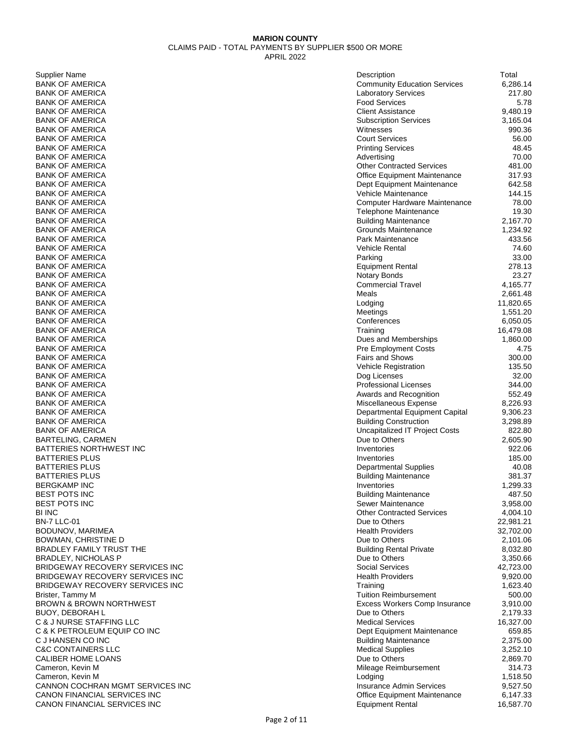**MARION COUNTY**

CLAIMS PAID - TOTAL PAYMENTS BY SUPPLIER $500 OR MORE

APRIL 2022

| Supplier Name | Description | Total |
|---|---|---|
| BANK OF AMERICA | Community Education Services | 6,286.14 |
| BANK OF AMERICA | Laboratory Services | 217.80 |
| BANK OF AMERICA | Food Services | 5.78 |
| BANK OF AMERICA | Client Assistance | 9,480.19 |
| BANK OF AMERICA | Subscription Services | 3,165.04 |
| BANK OF AMERICA | Witnesses | 990.36 |
| BANK OF AMERICA | Court Services | 56.00 |
| BANK OF AMERICA | Printing Services | 48.45 |
| BANK OF AMERICA | Advertising | 70.00 |
| BANK OF AMERICA | Other Contracted Services | 481.00 |
| BANK OF AMERICA | Office Equipment Maintenance | 317.93 |
| BANK OF AMERICA | Dept Equipment Maintenance | 642.58 |
| BANK OF AMERICA | Vehicle Maintenance | 144.15 |
| BANK OF AMERICA | Computer Hardware Maintenance | 78.00 |
| BANK OF AMERICA | Telephone Maintenance | 19.30 |
| BANK OF AMERICA | Building Maintenance | 2,167.70 |
| BANK OF AMERICA | Grounds Maintenance | 1,234.92 |
| BANK OF AMERICA | Park Maintenance | 433.56 |
| BANK OF AMERICA | Vehicle Rental | 74.60 |
| BANK OF AMERICA | Parking | 33.00 |
| BANK OF AMERICA | Equipment Rental | 278.13 |
| BANK OF AMERICA | Notary Bonds | 23.27 |
| BANK OF AMERICA | Commercial Travel | 4,165.77 |
| BANK OF AMERICA | Meals | 2,661.48 |
| BANK OF AMERICA | Lodging | 11,820.65 |
| BANK OF AMERICA | Meetings | 1,551.20 |
| BANK OF AMERICA | Conferences | 6,050.05 |
| BANK OF AMERICA | Training | 16,479.08 |
| BANK OF AMERICA | Dues and Memberships | 1,860.00 |
| BANK OF AMERICA | Pre Employment Costs | 4.75 |
| BANK OF AMERICA | Fairs and Shows | 300.00 |
| BANK OF AMERICA | Vehicle Registration | 135.50 |
| BANK OF AMERICA | Dog Licenses | 32.00 |
| BANK OF AMERICA | Professional Licenses | 344.00 |
| BANK OF AMERICA | Awards and Recognition | 552.49 |
| BANK OF AMERICA | Miscellaneous Expense | 8,226.93 |
| BANK OF AMERICA | Departmental Equipment Capital | 9,306.23 |
| BANK OF AMERICA | Building Construction | 3,298.89 |
| BANK OF AMERICA | Uncapitalized IT Project Costs | 822.80 |
| BARTELING, CARMEN | Due to Others | 2,605.90 |
| BATTERIES NORTHWEST INC | Inventories | 922.06 |
| BATTERIES PLUS | Inventories | 185.00 |
| BATTERIES PLUS | Departmental Supplies | 40.08 |
| BATTERIES PLUS | Building Maintenance | 381.37 |
| BERGKAMP INC | Inventories | 1,299.33 |
| BEST POTS INC | Building Maintenance | 487.50 |
| BEST POTS INC | Sewer Maintenance | 3,958.00 |
| BI INC | Other Contracted Services | 4,004.10 |
| BN-7 LLC-01 | Due to Others | 22,981.21 |
| BODUNOV, MARIMEA | Health Providers | 32,702.00 |
| BOWMAN, CHRISTINE D | Due to Others | 2,101.06 |
| BRADLEY FAMILY TRUST THE | Building Rental Private | 8,032.80 |
| BRADLEY, NICHOLAS P | Due to Others | 3,350.66 |
| BRIDGEWAY RECOVERY SERVICES INC | Social Services | 42,723.00 |
| BRIDGEWAY RECOVERY SERVICES INC | Health Providers | 9,920.00 |
| BRIDGEWAY RECOVERY SERVICES INC | Training | 1,623.40 |
| Brister, Tammy M | Tuition Reimbursement | 500.00 |
| BROWN & BROWN NORTHWEST | Excess Workers Comp Insurance | 3,910.00 |
| BUOY, DEBORAH L | Due to Others | 2,179.33 |
| C & J NURSE STAFFING LLC | Medical Services | 16,327.00 |
| C & K PETROLEUM EQUIP CO INC | Dept Equipment Maintenance | 659.85 |
| C J HANSEN CO INC | Building Maintenance | 2,375.00 |
| C&C CONTAINERS LLC | Medical Supplies | 3,252.10 |
| CALIBER HOME LOANS | Due to Others | 2,869.70 |
| Cameron, Kevin M | Mileage Reimbursement | 314.73 |
| Cameron, Kevin M | Lodging | 1,518.50 |
| CANNON COCHRAN MGMT SERVICES INC | Insurance Admin Services | 9,527.50 |
| CANON FINANCIAL SERVICES INC | Office Equipment Maintenance | 6,147.33 |
| CANON FINANCIAL SERVICES INC | Equipment Rental | 16,587.70 |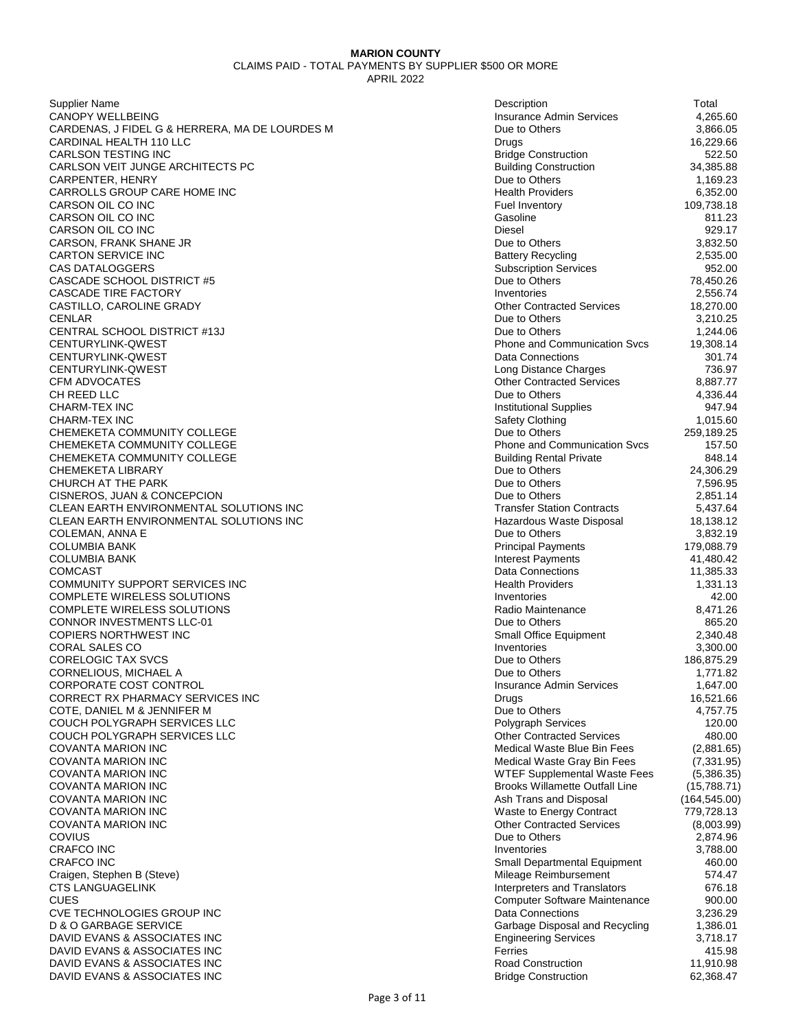**MARION COUNTY**

CLAIMS PAID - TOTAL PAYMENTS BY SUPPLIER $500 OR MORE

APRIL 2022

| Supplier Name | Description | Total |
|---|---|---|
| CANOPY WELLBEING | Insurance Admin Services | 4,265.60 |
| CARDENAS, J FIDEL G & HERRERA, MA DE LOURDES M | Due to Others | 3,866.05 |
| CARDINAL HEALTH 110 LLC | Drugs | 16,229.66 |
| CARLSON TESTING INC | Bridge Construction | 522.50 |
| CARLSON VEIT JUNGE ARCHITECTS PC | Building Construction | 34,385.88 |
| CARPENTER, HENRY | Due to Others | 1,169.23 |
| CARROLLS GROUP CARE HOME INC | Health Providers | 6,352.00 |
| CARSON OIL CO INC | Fuel Inventory | 109,738.18 |
| CARSON OIL CO INC | Gasoline | 811.23 |
| CARSON OIL CO INC | Diesel | 929.17 |
| CARSON, FRANK SHANE JR | Due to Others | 3,832.50 |
| CARTON SERVICE INC | Battery Recycling | 2,535.00 |
| CAS DATALOGGERS | Subscription Services | 952.00 |
| CASCADE SCHOOL DISTRICT #5 | Due to Others | 78,450.26 |
| CASCADE TIRE FACTORY | Inventories | 2,556.74 |
| CASTILLO, CAROLINE GRADY | Other Contracted Services | 18,270.00 |
| CENLAR | Due to Others | 3,210.25 |
| CENTRAL SCHOOL DISTRICT #13J | Due to Others | 1,244.06 |
| CENTURYLINK-QWEST | Phone and Communication Svcs | 19,308.14 |
| CENTURYLINK-QWEST | Data Connections | 301.74 |
| CENTURYLINK-QWEST | Long Distance Charges | 736.97 |
| CFM ADVOCATES | Other Contracted Services | 8,887.77 |
| CH REED LLC | Due to Others | 4,336.44 |
| CHARM-TEX INC | Institutional Supplies | 947.94 |
| CHARM-TEX INC | Safety Clothing | 1,015.60 |
| CHEMEKETA COMMUNITY COLLEGE | Due to Others | 259,189.25 |
| CHEMEKETA COMMUNITY COLLEGE | Phone and Communication Svcs | 157.50 |
| CHEMEKETA COMMUNITY COLLEGE | Building Rental Private | 848.14 |
| CHEMEKETA LIBRARY | Due to Others | 24,306.29 |
| CHURCH AT THE PARK | Due to Others | 7,596.95 |
| CISNEROS, JUAN & CONCEPCION | Due to Others | 2,851.14 |
| CLEAN EARTH ENVIRONMENTAL SOLUTIONS INC | Transfer Station Contracts | 5,437.64 |
| CLEAN EARTH ENVIRONMENTAL SOLUTIONS INC | Hazardous Waste Disposal | 18,138.12 |
| COLEMAN, ANNA E | Due to Others | 3,832.19 |
| COLUMBIA BANK | Principal Payments | 179,088.79 |
| COLUMBIA BANK | Interest Payments | 41,480.42 |
| COMCAST | Data Connections | 11,385.33 |
| COMMUNITY SUPPORT SERVICES INC | Health Providers | 1,331.13 |
| COMPLETE WIRELESS SOLUTIONS | Inventories | 42.00 |
| COMPLETE WIRELESS SOLUTIONS | Radio Maintenance | 8,471.26 |
| CONNOR INVESTMENTS LLC-01 | Due to Others | 865.20 |
| COPIERS NORTHWEST INC | Small Office Equipment | 2,340.48 |
| CORAL SALES CO | Inventories | 3,300.00 |
| CORELOGIC TAX SVCS | Due to Others | 186,875.29 |
| CORNELIOUS, MICHAEL A | Due to Others | 1,771.82 |
| CORPORATE COST CONTROL | Insurance Admin Services | 1,647.00 |
| CORRECT RX PHARMACY SERVICES INC | Drugs | 16,521.66 |
| COTE, DANIEL M & JENNIFER M | Due to Others | 4,757.75 |
| COUCH POLYGRAPH SERVICES LLC | Polygraph Services | 120.00 |
| COUCH POLYGRAPH SERVICES LLC | Other Contracted Services | 480.00 |
| COVANTA MARION INC | Medical Waste Blue Bin Fees | (2,881.65) |
| COVANTA MARION INC | Medical Waste Gray Bin Fees | (7,331.95) |
| COVANTA MARION INC | WTEF Supplemental Waste Fees | (5,386.35) |
| COVANTA MARION INC | Brooks Willamette Outfall Line | (15,788.71) |
| COVANTA MARION INC | Ash Trans and Disposal | (164,545.00) |
| COVANTA MARION INC | Waste to Energy Contract | 779,728.13 |
| COVANTA MARION INC | Other Contracted Services | (8,003.99) |
| COVIUS | Due to Others | 2,874.96 |
| CRAFCO INC | Inventories | 3,788.00 |
| CRAFCO INC | Small Departmental Equipment | 460.00 |
| Craigen, Stephen B (Steve) | Mileage Reimbursement | 574.47 |
| CTS LANGUAGELINK | Interpreters and Translators | 676.18 |
| CUES | Computer Software Maintenance | 900.00 |
| CVE TECHNOLOGIES GROUP INC | Data Connections | 3,236.29 |
| D & O GARBAGE SERVICE | Garbage Disposal and Recycling | 1,386.01 |
| DAVID EVANS & ASSOCIATES INC | Engineering Services | 3,718.17 |
| DAVID EVANS & ASSOCIATES INC | Ferries | 415.98 |
| DAVID EVANS & ASSOCIATES INC | Road Construction | 11,910.98 |
| DAVID EVANS & ASSOCIATES INC | Bridge Construction | 62,368.47 |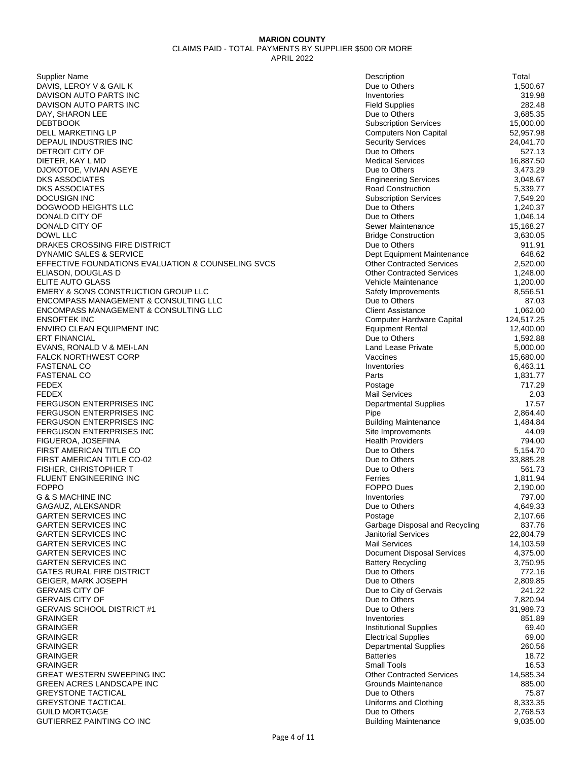**MARION COUNTY**

CLAIMS PAID - TOTAL PAYMENTS BY SUPPLIER $500 OR MORE

APRIL 2022

| Supplier Name | Description | Total |
|---|---|---|
| DAVIS, LEROY V & GAIL K | Due to Others | 1,500.67 |
| DAVISON AUTO PARTS INC | Inventories | 319.98 |
| DAVISON AUTO PARTS INC | Field Supplies | 282.48 |
| DAY, SHARON LEE | Due to Others | 3,685.35 |
| DEBTBOOK | Subscription Services | 15,000.00 |
| DELL MARKETING LP | Computers Non Capital | 52,957.98 |
| DEPAUL INDUSTRIES INC | Security Services | 24,041.70 |
| DETROIT CITY OF | Due to Others | 527.13 |
| DIETER, KAY L MD | Medical Services | 16,887.50 |
| DJOKOTOE, VIVIAN ASEYE | Due to Others | 3,473.29 |
| DKS ASSOCIATES | Engineering Services | 3,048.67 |
| DKS ASSOCIATES | Road Construction | 5,339.77 |
| DOCUSIGN INC | Subscription Services | 7,549.20 |
| DOGWOOD HEIGHTS LLC | Due to Others | 1,240.37 |
| DONALD CITY OF | Due to Others | 1,046.14 |
| DONALD CITY OF | Sewer Maintenance | 15,168.27 |
| DOWL LLC | Bridge Construction | 3,630.05 |
| DRAKES CROSSING FIRE DISTRICT | Due to Others | 911.91 |
| DYNAMIC SALES & SERVICE | Dept Equipment Maintenance | 648.62 |
| EFFECTIVE FOUNDATIONS EVALUATION & COUNSELING SVCS | Other Contracted Services | 2,520.00 |
| ELIASON, DOUGLAS D | Other Contracted Services | 1,248.00 |
| ELITE AUTO GLASS | Vehicle Maintenance | 1,200.00 |
| EMERY & SONS CONSTRUCTION GROUP LLC | Safety Improvements | 8,556.51 |
| ENCOMPASS MANAGEMENT & CONSULTING LLC | Due to Others | 87.03 |
| ENCOMPASS MANAGEMENT & CONSULTING LLC | Client Assistance | 1,062.00 |
| ENSOFTEK INC | Computer Hardware Capital | 124,517.25 |
| ENVIRO CLEAN EQUIPMENT INC | Equipment Rental | 12,400.00 |
| ERT FINANCIAL | Due to Others | 1,592.88 |
| EVANS, RONALD V & MEI-LAN | Land Lease Private | 5,000.00 |
| FALCK NORTHWEST CORP | Vaccines | 15,680.00 |
| FASTENAL CO | Inventories | 6,463.11 |
| FASTENAL CO | Parts | 1,831.77 |
| FEDEX | Postage | 717.29 |
| FEDEX | Mail Services | 2.03 |
| FERGUSON ENTERPRISES INC | Departmental Supplies | 17.57 |
| FERGUSON ENTERPRISES INC | Pipe | 2,864.40 |
| FERGUSON ENTERPRISES INC | Building Maintenance | 1,484.84 |
| FERGUSON ENTERPRISES INC | Site Improvements | 44.09 |
| FIGUEROA, JOSEFINA | Health Providers | 794.00 |
| FIRST AMERICAN TITLE CO | Due to Others | 5,154.70 |
| FIRST AMERICAN TITLE CO-02 | Due to Others | 33,885.28 |
| FISHER, CHRISTOPHER T | Due to Others | 561.73 |
| FLUENT ENGINEERING INC | Ferries | 1,811.94 |
| FOPPO | FOPPO Dues | 2,190.00 |
| G & S MACHINE INC | Inventories | 797.00 |
| GAGAUZ, ALEKSANDR | Due to Others | 4,649.33 |
| GARTEN SERVICES INC | Postage | 2,107.66 |
| GARTEN SERVICES INC | Garbage Disposal and Recycling | 837.76 |
| GARTEN SERVICES INC | Janitorial Services | 22,804.79 |
| GARTEN SERVICES INC | Mail Services | 14,103.59 |
| GARTEN SERVICES INC | Document Disposal Services | 4,375.00 |
| GARTEN SERVICES INC | Battery Recycling | 3,750.95 |
| GATES RURAL FIRE DISTRICT | Due to Others | 772.16 |
| GEIGER, MARK JOSEPH | Due to Others | 2,809.85 |
| GERVAIS CITY OF | Due to City of Gervais | 241.22 |
| GERVAIS CITY OF | Due to Others | 7,820.94 |
| GERVAIS SCHOOL DISTRICT #1 | Due to Others | 31,989.73 |
| GRAINGER | Inventories | 851.89 |
| GRAINGER | Institutional Supplies | 69.40 |
| GRAINGER | Electrical Supplies | 69.00 |
| GRAINGER | Departmental Supplies | 260.56 |
| GRAINGER | Batteries | 18.72 |
| GRAINGER | Small Tools | 16.53 |
| GREAT WESTERN SWEEPING INC | Other Contracted Services | 14,585.34 |
| GREEN ACRES LANDSCAPE INC | Grounds Maintenance | 885.00 |
| GREYSTONE TACTICAL | Due to Others | 75.87 |
| GREYSTONE TACTICAL | Uniforms and Clothing | 8,333.35 |
| GUILD MORTGAGE | Due to Others | 2,768.53 |
| GUTIERREZ PAINTING CO INC | Building Maintenance | 9,035.00 |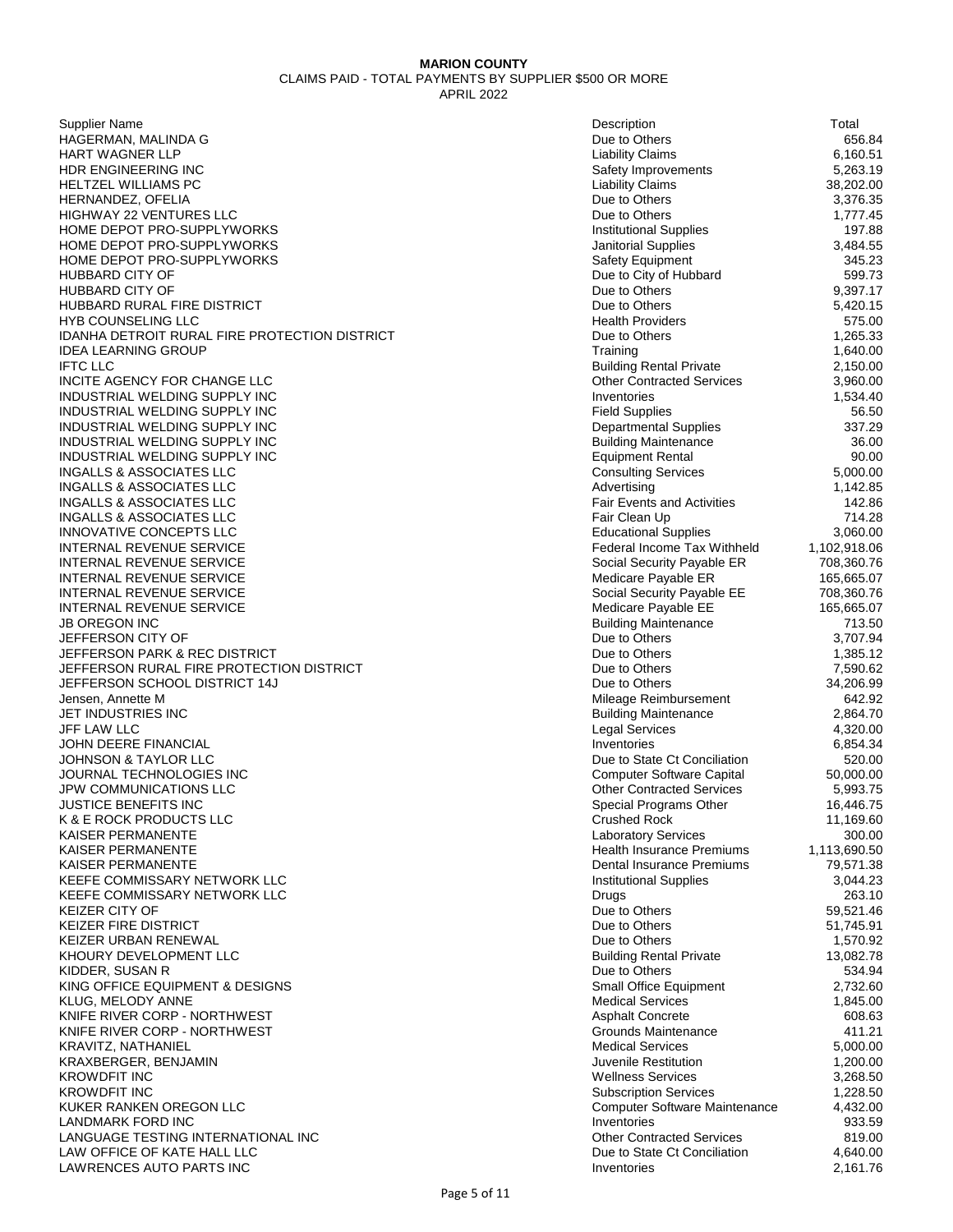**MARION COUNTY**

CLAIMS PAID - TOTAL PAYMENTS BY SUPPLIER $500 OR MORE

APRIL 2022

| Supplier Name | Description | Total |
|---|---|---|
| HAGERMAN, MALINDA G | Due to Others | 656.84 |
| HART WAGNER LLP | Liability Claims | 6,160.51 |
| HDR ENGINEERING INC | Safety Improvements | 5,263.19 |
| HELTZEL WILLIAMS PC | Liability Claims | 38,202.00 |
| HERNANDEZ, OFELIA | Due to Others | 3,376.35 |
| HIGHWAY 22 VENTURES LLC | Due to Others | 1,777.45 |
| HOME DEPOT PRO-SUPPLYWORKS | Institutional Supplies | 197.88 |
| HOME DEPOT PRO-SUPPLYWORKS | Janitorial Supplies | 3,484.55 |
| HOME DEPOT PRO-SUPPLYWORKS | Safety Equipment | 345.23 |
| HUBBARD CITY OF | Due to City of Hubbard | 599.73 |
| HUBBARD CITY OF | Due to Others | 9,397.17 |
| HUBBARD RURAL FIRE DISTRICT | Due to Others | 5,420.15 |
| HYB COUNSELING LLC | Health Providers | 575.00 |
| IDANHA DETROIT RURAL FIRE PROTECTION DISTRICT | Due to Others | 1,265.33 |
| IDEA LEARNING GROUP | Training | 1,640.00 |
| IFTC LLC | Building Rental Private | 2,150.00 |
| INCITE AGENCY FOR CHANGE LLC | Other Contracted Services | 3,960.00 |
| INDUSTRIAL WELDING SUPPLY INC | Inventories | 1,534.40 |
| INDUSTRIAL WELDING SUPPLY INC | Field Supplies | 56.50 |
| INDUSTRIAL WELDING SUPPLY INC | Departmental Supplies | 337.29 |
| INDUSTRIAL WELDING SUPPLY INC | Building Maintenance | 36.00 |
| INDUSTRIAL WELDING SUPPLY INC | Equipment Rental | 90.00 |
| INGALLS & ASSOCIATES LLC | Consulting Services | 5,000.00 |
| INGALLS & ASSOCIATES LLC | Advertising | 1,142.85 |
| INGALLS & ASSOCIATES LLC | Fair Events and Activities | 142.86 |
| INGALLS & ASSOCIATES LLC | Fair Clean Up | 714.28 |
| INNOVATIVE CONCEPTS LLC | Educational Supplies | 3,060.00 |
| INTERNAL REVENUE SERVICE | Federal Income Tax Withheld | 1,102,918.06 |
| INTERNAL REVENUE SERVICE | Social Security Payable ER | 708,360.76 |
| INTERNAL REVENUE SERVICE | Medicare Payable ER | 165,665.07 |
| INTERNAL REVENUE SERVICE | Social Security Payable EE | 708,360.76 |
| INTERNAL REVENUE SERVICE | Medicare Payable EE | 165,665.07 |
| JB OREGON INC | Building Maintenance | 713.50 |
| JEFFERSON CITY OF | Due to Others | 3,707.94 |
| JEFFERSON PARK & REC DISTRICT | Due to Others | 1,385.12 |
| JEFFERSON RURAL FIRE PROTECTION DISTRICT | Due to Others | 7,590.62 |
| JEFFERSON SCHOOL DISTRICT 14J | Due to Others | 34,206.99 |
| Jensen, Annette M | Mileage Reimbursement | 642.92 |
| JET INDUSTRIES INC | Building Maintenance | 2,864.70 |
| JFF LAW LLC | Legal Services | 4,320.00 |
| JOHN DEERE FINANCIAL | Inventories | 6,854.34 |
| JOHNSON & TAYLOR LLC | Due to State Ct Conciliation | 520.00 |
| JOURNAL TECHNOLOGIES INC | Computer Software Capital | 50,000.00 |
| JPW COMMUNICATIONS LLC | Other Contracted Services | 5,993.75 |
| JUSTICE BENEFITS INC | Special Programs Other | 16,446.75 |
| K & E ROCK PRODUCTS LLC | Crushed Rock | 11,169.60 |
| KAISER PERMANENTE | Laboratory Services | 300.00 |
| KAISER PERMANENTE | Health Insurance Premiums | 1,113,690.50 |
| KAISER PERMANENTE | Dental Insurance Premiums | 79,571.38 |
| KEEFE COMMISSARY NETWORK LLC | Institutional Supplies | 3,044.23 |
| KEEFE COMMISSARY NETWORK LLC | Drugs | 263.10 |
| KEIZER CITY OF | Due to Others | 59,521.46 |
| KEIZER FIRE DISTRICT | Due to Others | 51,745.91 |
| KEIZER URBAN RENEWAL | Due to Others | 1,570.92 |
| KHOURY DEVELOPMENT LLC | Building Rental Private | 13,082.78 |
| KIDDER, SUSAN R | Due to Others | 534.94 |
| KING OFFICE EQUIPMENT & DESIGNS | Small Office Equipment | 2,732.60 |
| KLUG, MELODY ANNE | Medical Services | 1,845.00 |
| KNIFE RIVER CORP - NORTHWEST | Asphalt Concrete | 608.63 |
| KNIFE RIVER CORP - NORTHWEST | Grounds Maintenance | 411.21 |
| KRAVITZ, NATHANIEL | Medical Services | 5,000.00 |
| KRAXBERGER, BENJAMIN | Juvenile Restitution | 1,200.00 |
| KROWDFIT INC | Wellness Services | 3,268.50 |
| KROWDFIT INC | Subscription Services | 1,228.50 |
| KUKER RANKEN OREGON LLC | Computer Software Maintenance | 4,432.00 |
| LANDMARK FORD INC | Inventories | 933.59 |
| LANGUAGE TESTING INTERNATIONAL INC | Other Contracted Services | 819.00 |
| LAW OFFICE OF KATE HALL LLC | Due to State Ct Conciliation | 4,640.00 |
| LAWRENCES AUTO PARTS INC | Inventories | 2,161.76 |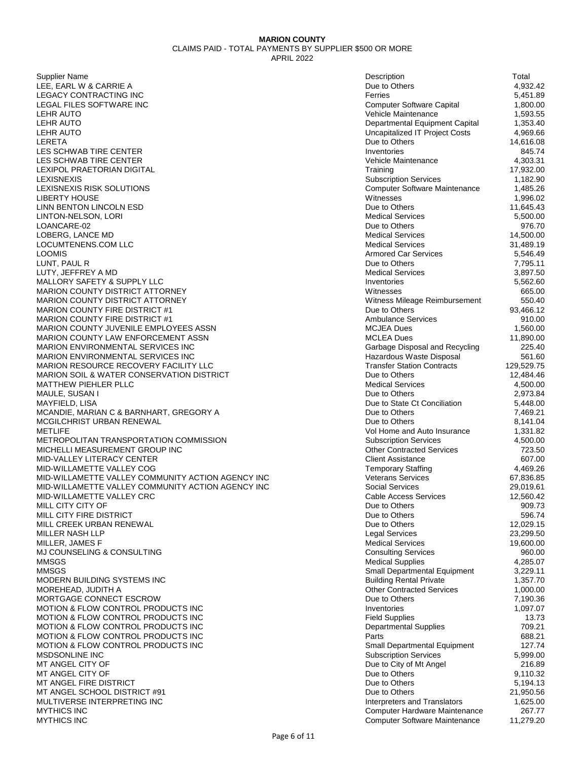**MARION COUNTY**

CLAIMS PAID - TOTAL PAYMENTS BY SUPPLIER $500 OR MORE

APRIL 2022

| Supplier Name | Description | Total |
|---|---|---|
| LEE, EARL W & CARRIE A | Due to Others | 4,932.42 |
| LEGACY CONTRACTING INC | Ferries | 5,451.89 |
| LEGAL FILES SOFTWARE INC | Computer Software Capital | 1,800.00 |
| LEHR AUTO | Vehicle Maintenance | 1,593.55 |
| LEHR AUTO | Departmental Equipment Capital | 1,353.40 |
| LEHR AUTO | Uncapitalized IT Project Costs | 4,969.66 |
| LERETA | Due to Others | 14,616.08 |
| LES SCHWAB TIRE CENTER | Inventories | 845.74 |
| LES SCHWAB TIRE CENTER | Vehicle Maintenance | 4,303.31 |
| LEXIPOL PRAETORIAN DIGITAL | Training | 17,932.00 |
| LEXISNEXIS | Subscription Services | 1,182.90 |
| LEXISNEXIS RISK SOLUTIONS | Computer Software Maintenance | 1,485.26 |
| LIBERTY HOUSE | Witnesses | 1,996.02 |
| LINN BENTON LINCOLN ESD | Due to Others | 11,645.43 |
| LINTON-NELSON, LORI | Medical Services | 5,500.00 |
| LOANCARE-02 | Due to Others | 976.70 |
| LOBERG, LANCE MD | Medical Services | 14,500.00 |
| LOCUMTENENS.COM LLC | Medical Services | 31,489.19 |
| LOOMIS | Armored Car Services | 5,546.49 |
| LUNT, PAUL R | Due to Others | 7,795.11 |
| LUTY, JEFFREY A MD | Medical Services | 3,897.50 |
| MALLORY SAFETY & SUPPLY LLC | Inventories | 5,562.60 |
| MARION COUNTY DISTRICT ATTORNEY | Witnesses | 665.00 |
| MARION COUNTY DISTRICT ATTORNEY | Witness Mileage Reimbursement | 550.40 |
| MARION COUNTY FIRE DISTRICT #1 | Due to Others | 93,466.12 |
| MARION COUNTY FIRE DISTRICT #1 | Ambulance Services | 910.00 |
| MARION COUNTY JUVENILE EMPLOYEES ASSN | MCJEA Dues | 1,560.00 |
| MARION COUNTY LAW ENFORCEMENT ASSN | MCLEA Dues | 11,890.00 |
| MARION ENVIRONMENTAL SERVICES INC | Garbage Disposal and Recycling | 225.40 |
| MARION ENVIRONMENTAL SERVICES INC | Hazardous Waste Disposal | 561.60 |
| MARION RESOURCE RECOVERY FACILITY LLC | Transfer Station Contracts | 129,529.75 |
| MARION SOIL & WATER CONSERVATION DISTRICT | Due to Others | 12,484.46 |
| MATTHEW PIEHLER PLLC | Medical Services | 4,500.00 |
| MAULE, SUSAN I | Due to Others | 2,973.84 |
| MAYFIELD, LISA | Due to State Ct Conciliation | 5,448.00 |
| MCANDIE, MARIAN C & BARNHART, GREGORY A | Due to Others | 7,469.21 |
| MCGILCHRIST URBAN RENEWAL | Due to Others | 8,141.04 |
| METLIFE | Vol Home and Auto Insurance | 1,331.82 |
| METROPOLITAN TRANSPORTATION COMMISSION | Subscription Services | 4,500.00 |
| MICHELLI MEASUREMENT GROUP INC | Other Contracted Services | 723.50 |
| MID-VALLEY LITERACY CENTER | Client Assistance | 607.00 |
| MID-WILLAMETTE VALLEY COG | Temporary Staffing | 4,469.26 |
| MID-WILLAMETTE VALLEY COMMUNITY ACTION AGENCY INC | Veterans Services | 67,836.85 |
| MID-WILLAMETTE VALLEY COMMUNITY ACTION AGENCY INC | Social Services | 29,019.61 |
| MID-WILLAMETTE VALLEY CRC | Cable Access Services | 12,560.42 |
| MILL CITY CITY OF | Due to Others | 909.73 |
| MILL CITY FIRE DISTRICT | Due to Others | 596.74 |
| MILL CREEK URBAN RENEWAL | Due to Others | 12,029.15 |
| MILLER NASH LLP | Legal Services | 23,299.50 |
| MILLER, JAMES F | Medical Services | 19,600.00 |
| MJ COUNSELING & CONSULTING | Consulting Services | 960.00 |
| MMSGS | Medical Supplies | 4,285.07 |
| MMSGS | Small Departmental Equipment | 3,229.11 |
| MODERN BUILDING SYSTEMS INC | Building Rental Private | 1,357.70 |
| MOREHEAD, JUDITH A | Other Contracted Services | 1,000.00 |
| MORTGAGE CONNECT ESCROW | Due to Others | 7,190.36 |
| MOTION & FLOW CONTROL PRODUCTS INC | Inventories | 1,097.07 |
| MOTION & FLOW CONTROL PRODUCTS INC | Field Supplies | 13.73 |
| MOTION & FLOW CONTROL PRODUCTS INC | Departmental Supplies | 709.21 |
| MOTION & FLOW CONTROL PRODUCTS INC | Parts | 688.21 |
| MOTION & FLOW CONTROL PRODUCTS INC | Small Departmental Equipment | 127.74 |
| MSDSONLINE INC | Subscription Services | 5,999.00 |
| MT ANGEL CITY OF | Due to City of Mt Angel | 216.89 |
| MT ANGEL CITY OF | Due to Others | 9,110.32 |
| MT ANGEL FIRE DISTRICT | Due to Others | 5,194.13 |
| MT ANGEL SCHOOL DISTRICT #91 | Due to Others | 21,950.56 |
| MULTIVERSE INTERPRETING INC | Interpreters and Translators | 1,625.00 |
| MYTHICS INC | Computer Hardware Maintenance | 267.77 |
| MYTHICS INC | Computer Software Maintenance | 11,279.20 |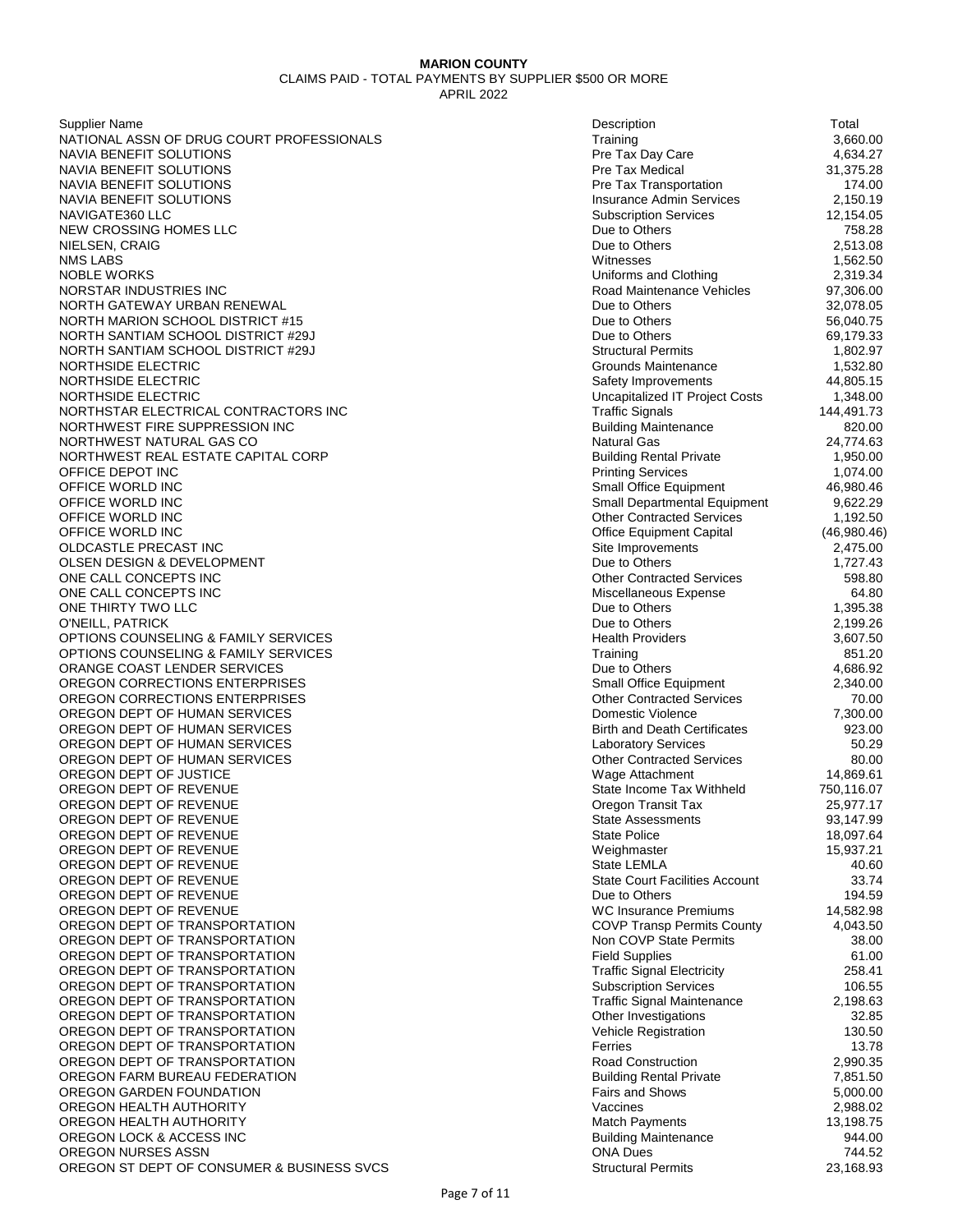**MARION COUNTY**

CLAIMS PAID - TOTAL PAYMENTS BY SUPPLIER $500 OR MORE

APRIL 2022

| Supplier Name | Description | Total |
|---|---|---|
| NATIONAL ASSN OF DRUG COURT PROFESSIONALS | Training | 3,660.00 |
| NAVIA BENEFIT SOLUTIONS | Pre Tax Day Care | 4,634.27 |
| NAVIA BENEFIT SOLUTIONS | Pre Tax Medical | 31,375.28 |
| NAVIA BENEFIT SOLUTIONS | Pre Tax Transportation | 174.00 |
| NAVIA BENEFIT SOLUTIONS | Insurance Admin Services | 2,150.19 |
| NAVIGATE360 LLC | Subscription Services | 12,154.05 |
| NEW CROSSING HOMES LLC | Due to Others | 758.28 |
| NIELSEN, CRAIG | Due to Others | 2,513.08 |
| NMS LABS | Witnesses | 1,562.50 |
| NOBLE WORKS | Uniforms and Clothing | 2,319.34 |
| NORSTAR INDUSTRIES INC | Road Maintenance Vehicles | 97,306.00 |
| NORTH GATEWAY URBAN RENEWAL | Due to Others | 32,078.05 |
| NORTH MARION SCHOOL DISTRICT #15 | Due to Others | 56,040.75 |
| NORTH SANTIAM SCHOOL DISTRICT #29J | Due to Others | 69,179.33 |
| NORTH SANTIAM SCHOOL DISTRICT #29J | Structural Permits | 1,802.97 |
| NORTHSIDE ELECTRIC | Grounds Maintenance | 1,532.80 |
| NORTHSIDE ELECTRIC | Safety Improvements | 44,805.15 |
| NORTHSIDE ELECTRIC | Uncapitalized IT Project Costs | 1,348.00 |
| NORTHSTAR ELECTRICAL CONTRACTORS INC | Traffic Signals | 144,491.73 |
| NORTHWEST FIRE SUPPRESSION INC | Building Maintenance | 820.00 |
| NORTHWEST NATURAL GAS CO | Natural Gas | 24,774.63 |
| NORTHWEST REAL ESTATE CAPITAL CORP | Building Rental Private | 1,950.00 |
| OFFICE DEPOT INC | Printing Services | 1,074.00 |
| OFFICE WORLD INC | Small Office Equipment | 46,980.46 |
| OFFICE WORLD INC | Small Departmental Equipment | 9,622.29 |
| OFFICE WORLD INC | Other Contracted Services | 1,192.50 |
| OFFICE WORLD INC | Office Equipment Capital | (46,980.46) |
| OLDCASTLE PRECAST INC | Site Improvements | 2,475.00 |
| OLSEN DESIGN & DEVELOPMENT | Due to Others | 1,727.43 |
| ONE CALL CONCEPTS INC | Other Contracted Services | 598.80 |
| ONE CALL CONCEPTS INC | Miscellaneous Expense | 64.80 |
| ONE THIRTY TWO LLC | Due to Others | 1,395.38 |
| O'NEILL, PATRICK | Due to Others | 2,199.26 |
| OPTIONS COUNSELING & FAMILY SERVICES | Health Providers | 3,607.50 |
| OPTIONS COUNSELING & FAMILY SERVICES | Training | 851.20 |
| ORANGE COAST LENDER SERVICES | Due to Others | 4,686.92 |
| OREGON CORRECTIONS ENTERPRISES | Small Office Equipment | 2,340.00 |
| OREGON CORRECTIONS ENTERPRISES | Other Contracted Services | 70.00 |
| OREGON DEPT OF HUMAN SERVICES | Domestic Violence | 7,300.00 |
| OREGON DEPT OF HUMAN SERVICES | Birth and Death Certificates | 923.00 |
| OREGON DEPT OF HUMAN SERVICES | Laboratory Services | 50.29 |
| OREGON DEPT OF HUMAN SERVICES | Other Contracted Services | 80.00 |
| OREGON DEPT OF JUSTICE | Wage Attachment | 14,869.61 |
| OREGON DEPT OF REVENUE | State Income Tax Withheld | 750,116.07 |
| OREGON DEPT OF REVENUE | Oregon Transit Tax | 25,977.17 |
| OREGON DEPT OF REVENUE | State Assessments | 93,147.99 |
| OREGON DEPT OF REVENUE | State Police | 18,097.64 |
| OREGON DEPT OF REVENUE | Weighmaster | 15,937.21 |
| OREGON DEPT OF REVENUE | State LEMLA | 40.60 |
| OREGON DEPT OF REVENUE | State Court Facilities Account | 33.74 |
| OREGON DEPT OF REVENUE | Due to Others | 194.59 |
| OREGON DEPT OF REVENUE | WC Insurance Premiums | 14,582.98 |
| OREGON DEPT OF TRANSPORTATION | COVP Transp Permits County | 4,043.50 |
| OREGON DEPT OF TRANSPORTATION | Non COVP State Permits | 38.00 |
| OREGON DEPT OF TRANSPORTATION | Field Supplies | 61.00 |
| OREGON DEPT OF TRANSPORTATION | Traffic Signal Electricity | 258.41 |
| OREGON DEPT OF TRANSPORTATION | Subscription Services | 106.55 |
| OREGON DEPT OF TRANSPORTATION | Traffic Signal Maintenance | 2,198.63 |
| OREGON DEPT OF TRANSPORTATION | Other Investigations | 32.85 |
| OREGON DEPT OF TRANSPORTATION | Vehicle Registration | 130.50 |
| OREGON DEPT OF TRANSPORTATION | Ferries | 13.78 |
| OREGON DEPT OF TRANSPORTATION | Road Construction | 2,990.35 |
| OREGON FARM BUREAU FEDERATION | Building Rental Private | 7,851.50 |
| OREGON GARDEN FOUNDATION | Fairs and Shows | 5,000.00 |
| OREGON HEALTH AUTHORITY | Vaccines | 2,988.02 |
| OREGON HEALTH AUTHORITY | Match Payments | 13,198.75 |
| OREGON LOCK & ACCESS INC | Building Maintenance | 944.00 |
| OREGON NURSES ASSN | ONA Dues | 744.52 |
| OREGON ST DEPT OF CONSUMER & BUSINESS SVCS | Structural Permits | 23,168.93 |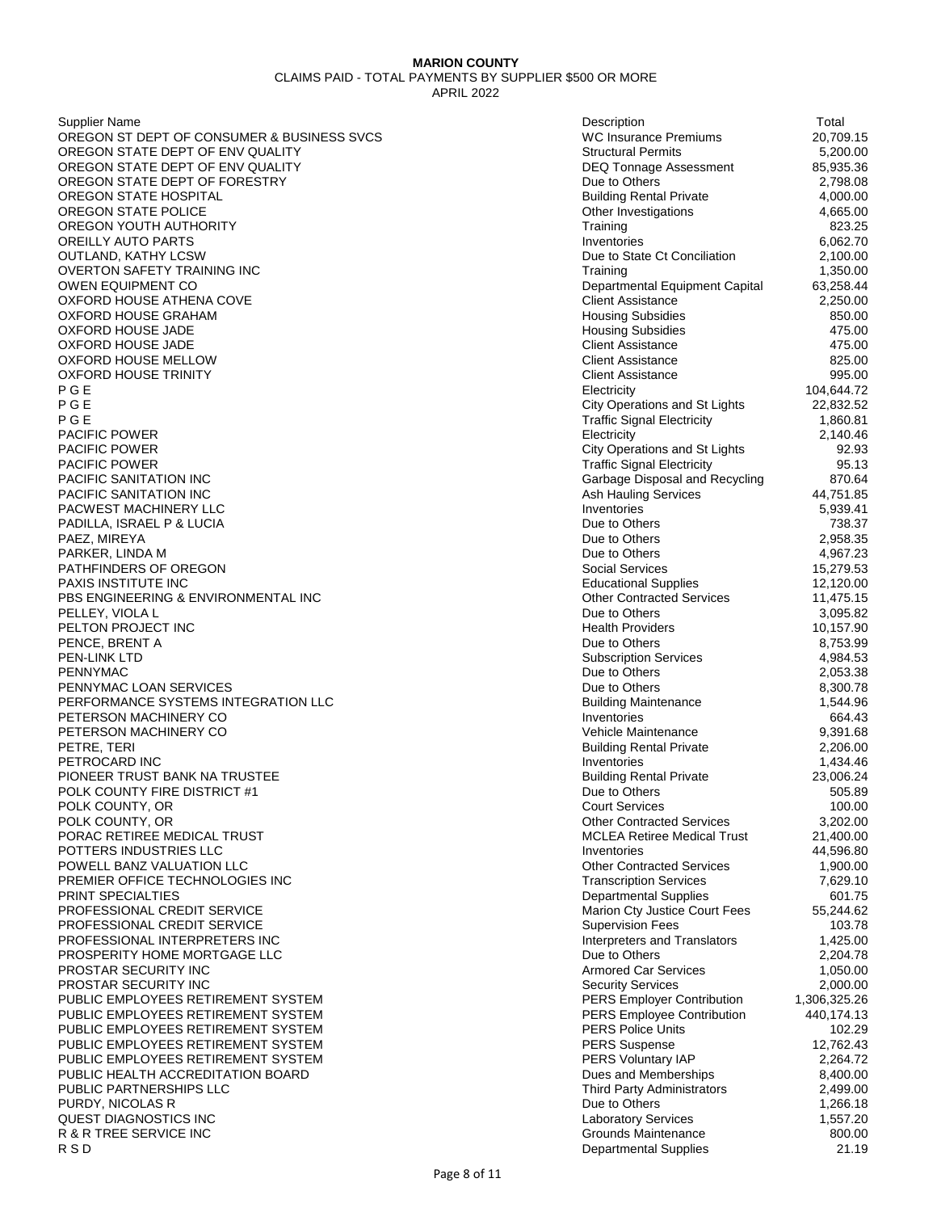**MARION COUNTY**

CLAIMS PAID - TOTAL PAYMENTS BY SUPPLIER $500 OR MORE

APRIL 2022

| Supplier Name | Description | Total |
|---|---|---|
| OREGON ST DEPT OF CONSUMER & BUSINESS SVCS | WC Insurance Premiums | 20,709.15 |
| OREGON STATE DEPT OF ENV QUALITY | Structural Permits | 5,200.00 |
| OREGON STATE DEPT OF ENV QUALITY | DEQ Tonnage Assessment | 85,935.36 |
| OREGON STATE DEPT OF FORESTRY | Due to Others | 2,798.08 |
| OREGON STATE HOSPITAL | Building Rental Private | 4,000.00 |
| OREGON STATE POLICE | Other Investigations | 4,665.00 |
| OREGON YOUTH AUTHORITY | Training | 823.25 |
| OREILLY AUTO PARTS | Inventories | 6,062.70 |
| OUTLAND, KATHY LCSW | Due to State Ct Conciliation | 2,100.00 |
| OVERTON SAFETY TRAINING INC | Training | 1,350.00 |
| OWEN EQUIPMENT CO | Departmental Equipment Capital | 63,258.44 |
| OXFORD HOUSE ATHENA COVE | Client Assistance | 2,250.00 |
| OXFORD HOUSE GRAHAM | Housing Subsidies | 850.00 |
| OXFORD HOUSE JADE | Housing Subsidies | 475.00 |
| OXFORD HOUSE JADE | Client Assistance | 475.00 |
| OXFORD HOUSE MELLOW | Client Assistance | 825.00 |
| OXFORD HOUSE TRINITY | Client Assistance | 995.00 |
| P G E | Electricity | 104,644.72 |
| P G E | City Operations and St Lights | 22,832.52 |
| P G E | Traffic Signal Electricity | 1,860.81 |
| PACIFIC POWER | Electricity | 2,140.46 |
| PACIFIC POWER | City Operations and St Lights | 92.93 |
| PACIFIC POWER | Traffic Signal Electricity | 95.13 |
| PACIFIC SANITATION INC | Garbage Disposal and Recycling | 870.64 |
| PACIFIC SANITATION INC | Ash Hauling Services | 44,751.85 |
| PACWEST MACHINERY LLC | Inventories | 5,939.41 |
| PADILLA, ISRAEL P & LUCIA | Due to Others | 738.37 |
| PAEZ, MIREYA | Due to Others | 2,958.35 |
| PARKER, LINDA M | Due to Others | 4,967.23 |
| PATHFINDERS OF OREGON | Social Services | 15,279.53 |
| PAXIS INSTITUTE INC | Educational Supplies | 12,120.00 |
| PBS ENGINEERING & ENVIRONMENTAL INC | Other Contracted Services | 11,475.15 |
| PELLEY, VIOLA L | Due to Others | 3,095.82 |
| PELTON PROJECT INC | Health Providers | 10,157.90 |
| PENCE, BRENT A | Due to Others | 8,753.99 |
| PEN-LINK LTD | Subscription Services | 4,984.53 |
| PENNYMAC | Due to Others | 2,053.38 |
| PENNYMAC LOAN SERVICES | Due to Others | 8,300.78 |
| PERFORMANCE SYSTEMS INTEGRATION LLC | Building Maintenance | 1,544.96 |
| PETERSON MACHINERY CO | Inventories | 664.43 |
| PETERSON MACHINERY CO | Vehicle Maintenance | 9,391.68 |
| PETRE, TERI | Building Rental Private | 2,206.00 |
| PETROCARD INC | Inventories | 1,434.46 |
| PIONEER TRUST BANK NA TRUSTEE | Building Rental Private | 23,006.24 |
| POLK COUNTY FIRE DISTRICT #1 | Due to Others | 505.89 |
| POLK COUNTY, OR | Court Services | 100.00 |
| POLK COUNTY, OR | Other Contracted Services | 3,202.00 |
| PORAC RETIREE MEDICAL TRUST | MCLEA Retiree Medical Trust | 21,400.00 |
| POTTERS INDUSTRIES LLC | Inventories | 44,596.80 |
| POWELL BANZ VALUATION LLC | Other Contracted Services | 1,900.00 |
| PREMIER OFFICE TECHNOLOGIES INC | Transcription Services | 7,629.10 |
| PRINT SPECIALTIES | Departmental Supplies | 601.75 |
| PROFESSIONAL CREDIT SERVICE | Marion Cty Justice Court Fees | 55,244.62 |
| PROFESSIONAL CREDIT SERVICE | Supervision Fees | 103.78 |
| PROFESSIONAL INTERPRETERS INC | Interpreters and Translators | 1,425.00 |
| PROSPERITY HOME MORTGAGE LLC | Due to Others | 2,204.78 |
| PROSTAR SECURITY INC | Armored Car Services | 1,050.00 |
| PROSTAR SECURITY INC | Security Services | 2,000.00 |
| PUBLIC EMPLOYEES RETIREMENT SYSTEM | PERS Employer Contribution | 1,306,325.26 |
| PUBLIC EMPLOYEES RETIREMENT SYSTEM | PERS Employee Contribution | 440,174.13 |
| PUBLIC EMPLOYEES RETIREMENT SYSTEM | PERS Police Units | 102.29 |
| PUBLIC EMPLOYEES RETIREMENT SYSTEM | PERS Suspense | 12,762.43 |
| PUBLIC EMPLOYEES RETIREMENT SYSTEM | PERS Voluntary IAP | 2,264.72 |
| PUBLIC HEALTH ACCREDITATION BOARD | Dues and Memberships | 8,400.00 |
| PUBLIC PARTNERSHIPS LLC | Third Party Administrators | 2,499.00 |
| PURDY, NICOLAS R | Due to Others | 1,266.18 |
| QUEST DIAGNOSTICS INC | Laboratory Services | 1,557.20 |
| R & R TREE SERVICE INC | Grounds Maintenance | 800.00 |
| R S D | Departmental Supplies | 21.19 |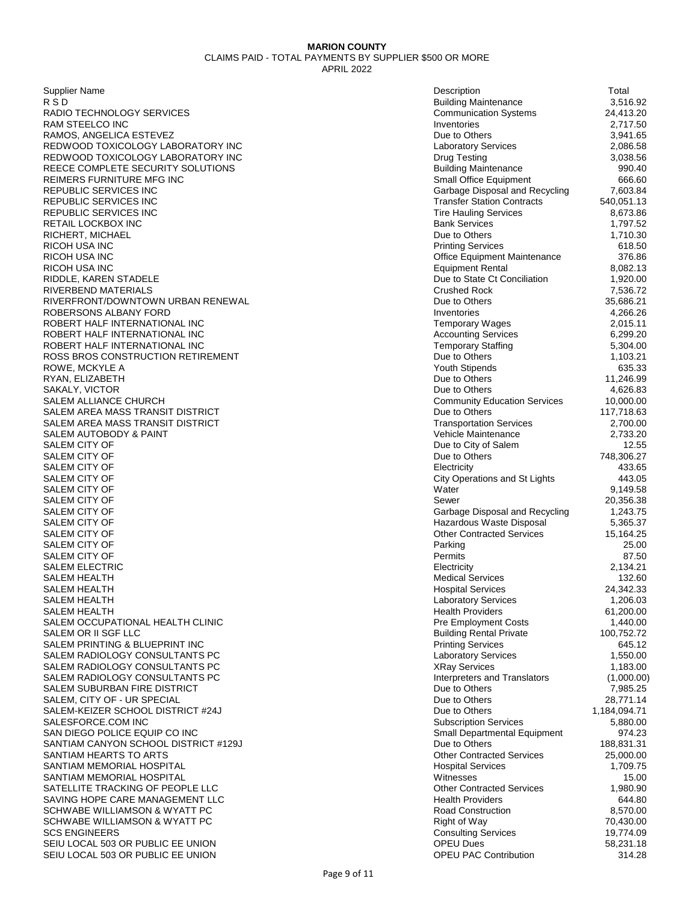**MARION COUNTY**

CLAIMS PAID - TOTAL PAYMENTS BY SUPPLIER $500 OR MORE

APRIL 2022

| Supplier Name | Description | Total |
|---|---|---|
| R S D | Building Maintenance | 3,516.92 |
| RADIO TECHNOLOGY SERVICES | Communication Systems | 24,413.20 |
| RAM STEELCO INC | Inventories | 2,717.50 |
| RAMOS, ANGELICA ESTEVEZ | Due to Others | 3,941.65 |
| REDWOOD TOXICOLOGY LABORATORY INC | Laboratory Services | 2,086.58 |
| REDWOOD TOXICOLOGY LABORATORY INC | Drug Testing | 3,038.56 |
| REECE COMPLETE SECURITY SOLUTIONS | Building Maintenance | 990.40 |
| REIMERS FURNITURE MFG INC | Small Office Equipment | 666.60 |
| REPUBLIC SERVICES INC | Garbage Disposal and Recycling | 7,603.84 |
| REPUBLIC SERVICES INC | Transfer Station Contracts | 540,051.13 |
| REPUBLIC SERVICES INC | Tire Hauling Services | 8,673.86 |
| RETAIL LOCKBOX INC | Bank Services | 1,797.52 |
| RICHERT, MICHAEL | Due to Others | 1,710.30 |
| RICOH USA INC | Printing Services | 618.50 |
| RICOH USA INC | Office Equipment Maintenance | 376.86 |
| RICOH USA INC | Equipment Rental | 8,082.13 |
| RIDDLE, KAREN STADELE | Due to State Ct Conciliation | 1,920.00 |
| RIVERBEND MATERIALS | Crushed Rock | 7,536.72 |
| RIVERFRONT/DOWNTOWN URBAN RENEWAL | Due to Others | 35,686.21 |
| ROBERSONS ALBANY FORD | Inventories | 4,266.26 |
| ROBERT HALF INTERNATIONAL INC | Temporary Wages | 2,015.11 |
| ROBERT HALF INTERNATIONAL INC | Accounting Services | 6,299.20 |
| ROBERT HALF INTERNATIONAL INC | Temporary Staffing | 5,304.00 |
| ROSS BROS CONSTRUCTION RETIREMENT | Due to Others | 1,103.21 |
| ROWE, MCKYLE A | Youth Stipends | 635.33 |
| RYAN, ELIZABETH | Due to Others | 11,246.99 |
| SAKALY, VICTOR | Due to Others | 4,626.83 |
| SALEM ALLIANCE CHURCH | Community Education Services | 10,000.00 |
| SALEM AREA MASS TRANSIT DISTRICT | Due to Others | 117,718.63 |
| SALEM AREA MASS TRANSIT DISTRICT | Transportation Services | 2,700.00 |
| SALEM AUTOBODY & PAINT | Vehicle Maintenance | 2,733.20 |
| SALEM CITY OF | Due to City of Salem | 12.55 |
| SALEM CITY OF | Due to Others | 748,306.27 |
| SALEM CITY OF | Electricity | 433.65 |
| SALEM CITY OF | City Operations and St Lights | 443.05 |
| SALEM CITY OF | Water | 9,149.58 |
| SALEM CITY OF | Sewer | 20,356.38 |
| SALEM CITY OF | Garbage Disposal and Recycling | 1,243.75 |
| SALEM CITY OF | Hazardous Waste Disposal | 5,365.37 |
| SALEM CITY OF | Other Contracted Services | 15,164.25 |
| SALEM CITY OF | Parking | 25.00 |
| SALEM CITY OF | Permits | 87.50 |
| SALEM ELECTRIC | Electricity | 2,134.21 |
| SALEM HEALTH | Medical Services | 132.60 |
| SALEM HEALTH | Hospital Services | 24,342.33 |
| SALEM HEALTH | Laboratory Services | 1,206.03 |
| SALEM HEALTH | Health Providers | 61,200.00 |
| SALEM OCCUPATIONAL HEALTH CLINIC | Pre Employment Costs | 1,440.00 |
| SALEM OR II SGF LLC | Building Rental Private | 100,752.72 |
| SALEM PRINTING & BLUEPRINT INC | Printing Services | 645.12 |
| SALEM RADIOLOGY CONSULTANTS PC | Laboratory Services | 1,550.00 |
| SALEM RADIOLOGY CONSULTANTS PC | XRay Services | 1,183.00 |
| SALEM RADIOLOGY CONSULTANTS PC | Interpreters and Translators | (1,000.00) |
| SALEM SUBURBAN FIRE DISTRICT | Due to Others | 7,985.25 |
| SALEM, CITY OF - UR SPECIAL | Due to Others | 28,771.14 |
| SALEM-KEIZER SCHOOL DISTRICT #24J | Due to Others | 1,184,094.71 |
| SALESFORCE.COM INC | Subscription Services | 5,880.00 |
| SAN DIEGO POLICE EQUIP CO INC | Small Departmental Equipment | 974.23 |
| SANTIAM CANYON SCHOOL DISTRICT #129J | Due to Others | 188,831.31 |
| SANTIAM HEARTS TO ARTS | Other Contracted Services | 25,000.00 |
| SANTIAM MEMORIAL HOSPITAL | Hospital Services | 1,709.75 |
| SANTIAM MEMORIAL HOSPITAL | Witnesses | 15.00 |
| SATELLITE TRACKING OF PEOPLE LLC | Other Contracted Services | 1,980.90 |
| SAVING HOPE CARE MANAGEMENT LLC | Health Providers | 644.80 |
| SCHWABE WILLIAMSON & WYATT PC | Road Construction | 8,570.00 |
| SCHWABE WILLIAMSON & WYATT PC | Right of Way | 70,430.00 |
| SCS ENGINEERS | Consulting Services | 19,774.09 |
| SEIU LOCAL 503 OR PUBLIC EE UNION | OPEU Dues | 58,231.18 |
| SEIU LOCAL 503 OR PUBLIC EE UNION | OPEU PAC Contribution | 314.28 |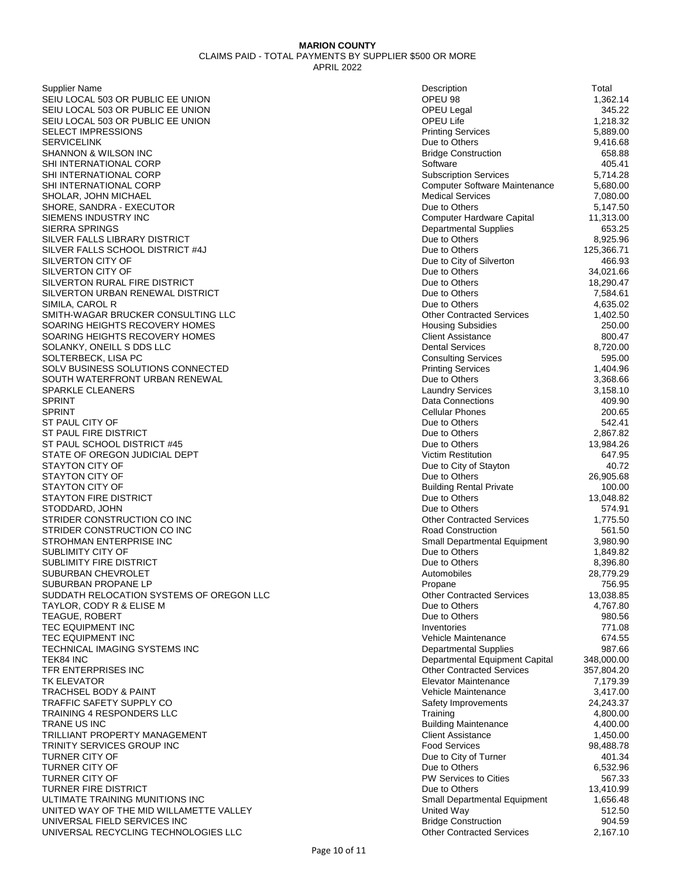**MARION COUNTY**

CLAIMS PAID - TOTAL PAYMENTS BY SUPPLIER $500 OR MORE

APRIL 2022

| Supplier Name | Description | Total |
|---|---|---|
| SEIU LOCAL 503 OR PUBLIC EE UNION | OPEU 98 | 1,362.14 |
| SEIU LOCAL 503 OR PUBLIC EE UNION | OPEU Legal | 345.22 |
| SEIU LOCAL 503 OR PUBLIC EE UNION | OPEU Life | 1,218.32 |
| SELECT IMPRESSIONS | Printing Services | 5,889.00 |
| SERVICELINK | Due to Others | 9,416.68 |
| SHANNON & WILSON INC | Bridge Construction | 658.88 |
| SHI INTERNATIONAL CORP | Software | 405.41 |
| SHI INTERNATIONAL CORP | Subscription Services | 5,714.28 |
| SHI INTERNATIONAL CORP | Computer Software Maintenance | 5,680.00 |
| SHOLAR, JOHN MICHAEL | Medical Services | 7,080.00 |
| SHORE, SANDRA - EXECUTOR | Due to Others | 5,147.50 |
| SIEMENS INDUSTRY INC | Computer Hardware Capital | 11,313.00 |
| SIERRA SPRINGS | Departmental Supplies | 653.25 |
| SILVER FALLS LIBRARY DISTRICT | Due to Others | 8,925.96 |
| SILVER FALLS SCHOOL DISTRICT #4J | Due to Others | 125,366.71 |
| SILVERTON CITY OF | Due to City of Silverton | 466.93 |
| SILVERTON CITY OF | Due to Others | 34,021.66 |
| SILVERTON RURAL FIRE DISTRICT | Due to Others | 18,290.47 |
| SILVERTON URBAN RENEWAL DISTRICT | Due to Others | 7,584.61 |
| SIMILA, CAROL R | Due to Others | 4,635.02 |
| SMITH-WAGAR BRUCKER CONSULTING LLC | Other Contracted Services | 1,402.50 |
| SOARING HEIGHTS RECOVERY HOMES | Housing Subsidies | 250.00 |
| SOARING HEIGHTS RECOVERY HOMES | Client Assistance | 800.47 |
| SOLANKY, ONEILL S DDS LLC | Dental Services | 8,720.00 |
| SOLTERBECK, LISA PC | Consulting Services | 595.00 |
| SOLV BUSINESS SOLUTIONS CONNECTED | Printing Services | 1,404.96 |
| SOUTH WATERFRONT URBAN RENEWAL | Due to Others | 3,368.66 |
| SPARKLE CLEANERS | Laundry Services | 3,158.10 |
| SPRINT | Data Connections | 409.90 |
| SPRINT | Cellular Phones | 200.65 |
| ST PAUL CITY OF | Due to Others | 542.41 |
| ST PAUL FIRE DISTRICT | Due to Others | 2,867.82 |
| ST PAUL SCHOOL DISTRICT #45 | Due to Others | 13,984.26 |
| STATE OF OREGON JUDICIAL DEPT | Victim Restitution | 647.95 |
| STAYTON CITY OF | Due to City of Stayton | 40.72 |
| STAYTON CITY OF | Due to Others | 26,905.68 |
| STAYTON CITY OF | Building Rental Private | 100.00 |
| STAYTON FIRE DISTRICT | Due to Others | 13,048.82 |
| STODDARD, JOHN | Due to Others | 574.91 |
| STRIDER CONSTRUCTION CO INC | Other Contracted Services | 1,775.50 |
| STRIDER CONSTRUCTION CO INC | Road Construction | 561.50 |
| STROHMAN ENTERPRISE INC | Small Departmental Equipment | 3,980.90 |
| SUBLIMITY CITY OF | Due to Others | 1,849.82 |
| SUBLIMITY FIRE DISTRICT | Due to Others | 8,396.80 |
| SUBURBAN CHEVROLET | Automobiles | 28,779.29 |
| SUBURBAN PROPANE LP | Propane | 756.95 |
| SUDDATH RELOCATION SYSTEMS OF OREGON LLC | Other Contracted Services | 13,038.85 |
| TAYLOR, CODY R & ELISE M | Due to Others | 4,767.80 |
| TEAGUE, ROBERT | Due to Others | 980.56 |
| TEC EQUIPMENT INC | Inventories | 771.08 |
| TEC EQUIPMENT INC | Vehicle Maintenance | 674.55 |
| TECHNICAL IMAGING SYSTEMS INC | Departmental Supplies | 987.66 |
| TEK84 INC | Departmental Equipment Capital | 348,000.00 |
| TFR ENTERPRISES INC | Other Contracted Services | 357,804.20 |
| TK ELEVATOR | Elevator Maintenance | 7,179.39 |
| TRACHSEL BODY & PAINT | Vehicle Maintenance | 3,417.00 |
| TRAFFIC SAFETY SUPPLY CO | Safety Improvements | 24,243.37 |
| TRAINING 4 RESPONDERS LLC | Training | 4,800.00 |
| TRANE US INC | Building Maintenance | 4,400.00 |
| TRILLIANT PROPERTY MANAGEMENT | Client Assistance | 1,450.00 |
| TRINITY SERVICES GROUP INC | Food Services | 98,488.78 |
| TURNER CITY OF | Due to City of Turner | 401.34 |
| TURNER CITY OF | Due to Others | 6,532.96 |
| TURNER CITY OF | PW Services to Cities | 567.33 |
| TURNER FIRE DISTRICT | Due to Others | 13,410.99 |
| ULTIMATE TRAINING MUNITIONS INC | Small Departmental Equipment | 1,656.48 |
| UNITED WAY OF THE MID WILLAMETTE VALLEY | United Way | 512.50 |
| UNIVERSAL FIELD SERVICES INC | Bridge Construction | 904.59 |
| UNIVERSAL RECYCLING TECHNOLOGIES LLC | Other Contracted Services | 2,167.10 |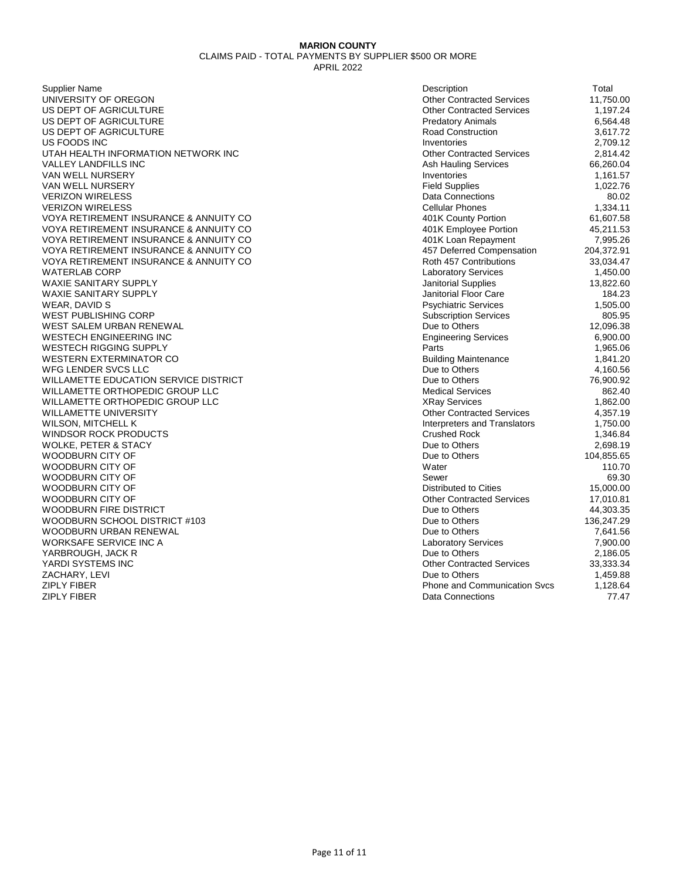**MARION COUNTY**

CLAIMS PAID - TOTAL PAYMENTS BY SUPPLIER $500 OR MORE

APRIL 2022

| Supplier Name | Description | Total |
|---|---|---|
| UNIVERSITY OF OREGON | Other Contracted Services | 11,750.00 |
| US DEPT OF AGRICULTURE | Other Contracted Services | 1,197.24 |
| US DEPT OF AGRICULTURE | Predatory Animals | 6,564.48 |
| US DEPT OF AGRICULTURE | Road Construction | 3,617.72 |
| US FOODS INC | Inventories | 2,709.12 |
| UTAH HEALTH INFORMATION NETWORK INC | Other Contracted Services | 2,814.42 |
| VALLEY LANDFILLS INC | Ash Hauling Services | 66,260.04 |
| VAN WELL NURSERY | Inventories | 1,161.57 |
| VAN WELL NURSERY | Field Supplies | 1,022.76 |
| VERIZON WIRELESS | Data Connections | 80.02 |
| VERIZON WIRELESS | Cellular Phones | 1,334.11 |
| VOYA RETIREMENT INSURANCE & ANNUITY CO | 401K County Portion | 61,607.58 |
| VOYA RETIREMENT INSURANCE & ANNUITY CO | 401K Employee Portion | 45,211.53 |
| VOYA RETIREMENT INSURANCE & ANNUITY CO | 401K Loan Repayment | 7,995.26 |
| VOYA RETIREMENT INSURANCE & ANNUITY CO | 457 Deferred Compensation | 204,372.91 |
| VOYA RETIREMENT INSURANCE & ANNUITY CO | Roth 457 Contributions | 33,034.47 |
| WATERLAB CORP | Laboratory Services | 1,450.00 |
| WAXIE SANITARY SUPPLY | Janitorial Supplies | 13,822.60 |
| WAXIE SANITARY SUPPLY | Janitorial Floor Care | 184.23 |
| WEAR, DAVID S | Psychiatric Services | 1,505.00 |
| WEST PUBLISHING CORP | Subscription Services | 805.95 |
| WEST SALEM URBAN RENEWAL | Due to Others | 12,096.38 |
| WESTECH ENGINEERING INC | Engineering Services | 6,900.00 |
| WESTECH RIGGING SUPPLY | Parts | 1,965.06 |
| WESTERN EXTERMINATOR CO | Building Maintenance | 1,841.20 |
| WFG LENDER SVCS LLC | Due to Others | 4,160.56 |
| WILLAMETTE EDUCATION SERVICE DISTRICT | Due to Others | 76,900.92 |
| WILLAMETTE ORTHOPEDIC GROUP LLC | Medical Services | 862.40 |
| WILLAMETTE ORTHOPEDIC GROUP LLC | XRay Services | 1,862.00 |
| WILLAMETTE UNIVERSITY | Other Contracted Services | 4,357.19 |
| WILSON, MITCHELL K | Interpreters and Translators | 1,750.00 |
| WINDSOR ROCK PRODUCTS | Crushed Rock | 1,346.84 |
| WOLKE, PETER & STACY | Due to Others | 2,698.19 |
| WOODBURN CITY OF | Due to Others | 104,855.65 |
| WOODBURN CITY OF | Water | 110.70 |
| WOODBURN CITY OF | Sewer | 69.30 |
| WOODBURN CITY OF | Distributed to Cities | 15,000.00 |
| WOODBURN CITY OF | Other Contracted Services | 17,010.81 |
| WOODBURN FIRE DISTRICT | Due to Others | 44,303.35 |
| WOODBURN SCHOOL DISTRICT #103 | Due to Others | 136,247.29 |
| WOODBURN URBAN RENEWAL | Due to Others | 7,641.56 |
| WORKSAFE SERVICE INC A | Laboratory Services | 7,900.00 |
| YARBROUGH, JACK R | Due to Others | 2,186.05 |
| YARDI SYSTEMS INC | Other Contracted Services | 33,333.34 |
| ZACHARY, LEVI | Due to Others | 1,459.88 |
| ZIPLY FIBER | Phone and Communication Svcs | 1,128.64 |
| ZIPLY FIBER | Data Connections | 77.47 |